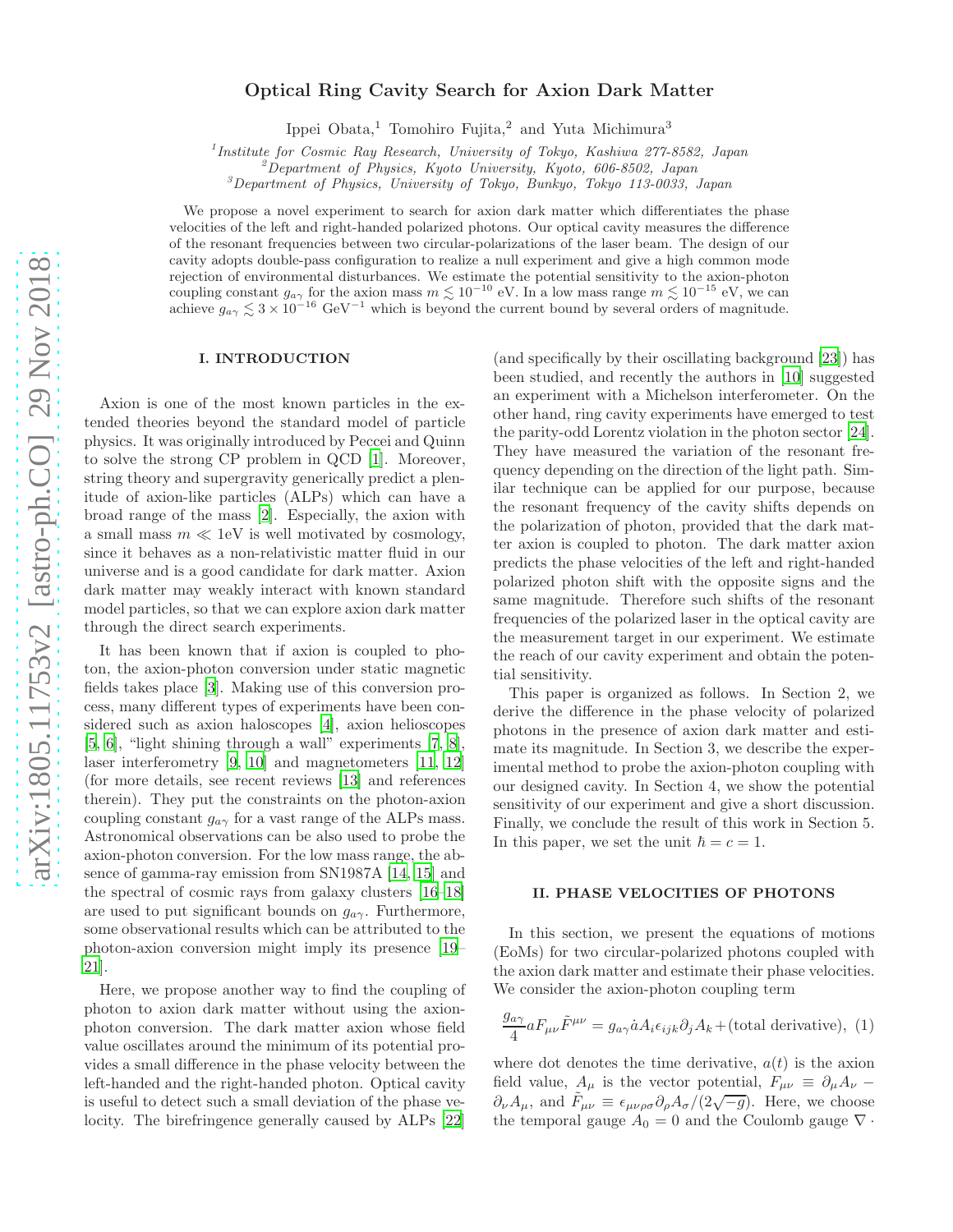# Optical Ring Cavity Search for Axion Dark Matter

Ippei Obata,[1] Tomohiro Fujita,[2] and Yuta Michimura[3]

[1] *Institute for Cosmic Ray Research, University of Tokyo, Kashiwa 277-8582, Japan*
[2] *Department of Physics, Kyoto University, Kyoto, 606-8502, Japan*
[3] *Department of Physics, University of Tokyo, Bunkyo, Tokyo 113-0033, Japan*

We propose a novel experiment to search for axion dark matter which differentiates the phase velocities of the left and right-handed polarized photons. Our optical cavity measures the difference of the resonant frequencies between two circular-polarizations of the laser beam. The design of our cavity adopts double-pass configuration to realize a null experiment and give a high common mode rejection of environmental disturbances. We estimate the potential sensitivity to the axion-photon coupling constant $g_{a\gamma}$ for the axion mass $m \lesssim 10^{-10}$ eV. In a low mass range $m \lesssim 10^{-15}$ eV, we can achieve $g_{a\gamma} \lesssim 3 \times 10^{-16}$ GeV$^{-1}$ which is beyond the current bound by several orders of magnitude.

## I. INTRODUCTION

Axion is one of the most known particles in the extended theories beyond the standard model of particle physics. It was originally introduced by Peccei and Quinn to solve the strong CP problem in QCD [1]. Moreover, string theory and supergravity generically predict a plenitude of axion-like particles (ALPs) which can have a broad range of the mass [2]. Especially, the axion with a small mass $m \ll 1$eV is well motivated by cosmology, since it behaves as a non-relativistic matter fluid in our universe and is a good candidate for dark matter. Axion dark matter may weakly interact with known standard model particles, so that we can explore axion dark matter through the direct search experiments.

It has been known that if axion is coupled to photon, the axion-photon conversion under static magnetic fields takes place [3]. Making use of this conversion process, many different types of experiments have been considered such as axion haloscopes [4], axion helioscopes [5, 6], "light shining through a wall" experiments [7, 8], laser interferometry [9, 10] and magnetometers [11, 12] (for more details, see recent reviews [13] and references therein). They put the constraints on the photon-axion coupling constant $g_{a\gamma}$ for a vast range of the ALPs mass. Astronomical observations can be also used to probe the axion-photon conversion. For the low mass range, the absence of gamma-ray emission from SN1987A [14, 15] and the spectral of cosmic rays from galaxy clusters [16–18] are used to put significant bounds on $g_{a\gamma}$. Furthermore, some observational results which can be attributed to the photon-axion conversion might imply its presence [19–21].

Here, we propose another way to find the coupling of photon to axion dark matter without using the axion-photon conversion. The dark matter axion whose field value oscillates around the minimum of its potential provides a small difference in the phase velocity between the left-handed and the right-handed photon. Optical cavity is useful to detect such a small deviation of the phase velocity. The birefringence generally caused by ALPs [22] (and specifically by their oscillating background [23]) has been studied, and recently the authors in [10] suggested an experiment with a Michelson interferometer. On the other hand, ring cavity experiments have emerged to test the parity-odd Lorentz violation in the photon sector [24]. They have measured the variation of the resonant frequency depending on the direction of the light path. Similar technique can be applied for our purpose, because the resonant frequency of the cavity shifts depends on the polarization of photon, provided that the dark matter axion is coupled to photon. The dark matter axion predicts the phase velocities of the left and right-handed polarized photon shift with the opposite signs and the same magnitude. Therefore such shifts of the resonant frequencies of the polarized laser in the optical cavity are the measurement target in our experiment. We estimate the reach of our cavity experiment and obtain the potential sensitivity.

This paper is organized as follows. In Section 2, we derive the difference in the phase velocity of polarized photons in the presence of axion dark matter and estimate its magnitude. In Section 3, we describe the experimental method to probe the axion-photon coupling with our designed cavity. In Section 4, we show the potential sensitivity of our experiment and give a short discussion. Finally, we conclude the result of this work in Section 5. In this paper, we set the unit $\hbar = c = 1$.

## II. PHASE VELOCITIES OF PHOTONS

In this section, we present the equations of motions (EoMs) for two circular-polarized photons coupled with the axion dark matter and estimate their phase velocities. We consider the axion-photon coupling term

$$\frac{g_{a\gamma}}{4} a F_{\mu\nu}\tilde{F}^{\mu\nu} = g_{a\gamma}\dot{a}A_i\epsilon_{ijk}\partial_j A_k + (\text{total derivative}), \quad (1)$$

where dot denotes the time derivative, $a(t)$ is the axion field value, $A_\mu$ is the vector potential, $F_{\mu\nu} \equiv \partial_\mu A_\nu - \partial_\nu A_\mu$, and $\tilde{F}_{\mu\nu} \equiv \epsilon_{\mu\nu\rho\sigma}\partial_\rho A_\sigma/(2\sqrt{-g})$. Here, we choose the temporal gauge $A_0 = 0$ and the Coulomb gauge $\nabla \cdot$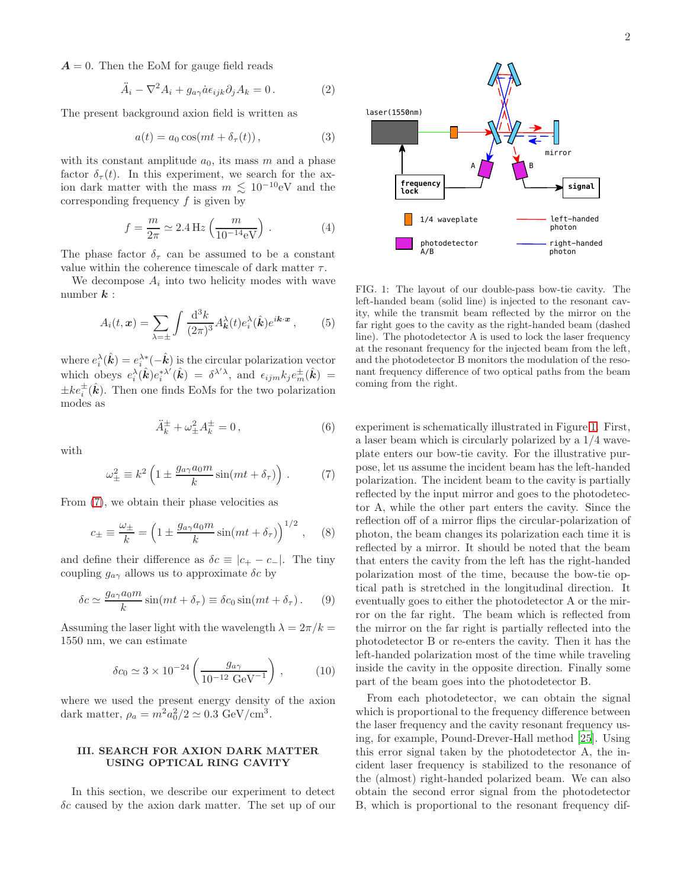$\boldsymbol{A} = 0$. Then the EoM for gauge field reads

$$\ddot{A}_i - \nabla^2 A_i + g_{a\gamma} \dot{a} \epsilon_{ijk} \partial_j A_k = 0 \,. \tag{2}$$

The present background axion field is written as

$$a(t) = a_0 \cos(mt + \delta_\tau(t)) \,, \tag{3}$$

with its constant amplitude $a_0$, its mass $m$ and a phase factor $\delta_\tau(t)$. In this experiment, we search for the axion dark matter with the mass $m \lesssim 10^{-10}$eV and the corresponding frequency $f$ is given by

$$f = \frac{m}{2\pi} \simeq 2.4\,\mathrm{Hz} \left( \frac{m}{10^{-14}\mathrm{eV}} \right) \,. \tag{4}$$

The phase factor $\delta_\tau$ can be assumed to be a constant value within the coherence timescale of dark matter $\tau$.

We decompose $A_i$ into two helicity modes with wave number $\boldsymbol{k}$ :

$$A_i(t, \boldsymbol{x}) = \sum_{\lambda = \pm} \int \frac{\mathrm{d}^3 k}{(2\pi)^3} A^\lambda_{\boldsymbol{k}}(t) e^\lambda_i(\hat{\boldsymbol{k}}) e^{i\boldsymbol{k}\cdot\boldsymbol{x}} \,, \tag{5}$$

where $e^\lambda_i(\hat{\boldsymbol{k}}) = e^{\lambda *}_i(-\hat{\boldsymbol{k}})$ is the circular polarization vector which obeys $e^\lambda_i(\hat{\boldsymbol{k}}) e^{*\lambda'}_i(\hat{\boldsymbol{k}}) = \delta^{\lambda'\lambda}$, and $\epsilon_{ijm} k_j e^\pm_m(\hat{\boldsymbol{k}}) = \pm k e^\pm_i(\hat{\boldsymbol{k}})$. Then one finds EoMs for the two polarization modes as

$$\ddot{A}^\pm_k + \omega^2_\pm A^\pm_k = 0 \,, \tag{6}$$

with

$$\omega^2_\pm \equiv k^2 \left( 1 \pm \frac{g_{a\gamma} a_0 m}{k} \sin(mt + \delta_\tau) \right) \,. \tag{7}$$

From (7), we obtain their phase velocities as

$$c_\pm \equiv \frac{\omega_\pm}{k} = \left( 1 \pm \frac{g_{a\gamma} a_0 m}{k} \sin(mt + \delta_\tau) \right)^{1/2} \,, \tag{8}$$

and define their difference as $\delta c \equiv |c_+ - c_-|$. The tiny coupling $g_{a\gamma}$ allows us to approximate $\delta c$ by

$$\delta c \simeq \frac{g_{a\gamma} a_0 m}{k} \sin(mt + \delta_\tau) \equiv \delta c_0 \sin(mt + \delta_\tau) \,. \tag{9}$$

Assuming the laser light with the wavelength $\lambda = 2\pi/k = 1550$ nm, we can estimate

$$\delta c_0 \simeq 3 \times 10^{-24} \left( \frac{g_{a\gamma}}{10^{-12}\ \mathrm{GeV}^{-1}} \right) \,, \tag{10}$$

where we used the present energy density of the axion dark matter, $\rho_a = m^2 a_0^2/2 \simeq 0.3\ \mathrm{GeV/cm}^3$.

## III. SEARCH FOR AXION DARK MATTER USING OPTICAL RING CAVITY

In this section, we describe our experiment to detect $\delta c$ caused by the axion dark matter. The set up of our experiment is schematically illustrated in Figure 1. First, a laser beam which is circularly polarized by a 1/4 waveplate enters our bow-tie cavity. For the illustrative purpose, let us assume the incident beam has the left-handed polarization. The incident beam to the cavity is partially reflected by the input mirror and goes to the photodetector A, while the other part enters the cavity. Since the reflection off of a mirror flips the circular-polarization of photon, the beam changes its polarization each time it is reflected by a mirror. It should be noted that the beam that enters the cavity from the left has the right-handed polarization most of the time, because the bow-tie optical path is stretched in the longitudinal direction. It eventually goes to either the photodetector A or the mirror on the far right. The beam which is reflected from the mirror on the far right is partially reflected into the photodetector B or re-enters the cavity. Then it has the left-handed polarization most of the time while traveling inside the cavity in the opposite direction. Finally some part of the beam goes into the photodetector B.

FIG. 1: The layout of our double-pass bow-tie cavity. The left-handed beam (solid line) is injected to the resonant cavity, while the transmit beam reflected by the mirror on the far right goes to the cavity as the right-handed beam (dashed line). The photodetector A is used to lock the laser frequency at the resonant frequency for the injected beam from the left, and the photodetector B monitors the modulation of the resonant frequency difference of two optical paths from the beam coming from the right.

From each photodetector, we can obtain the signal which is proportional to the frequency difference between the laser frequency and the cavity resonant frequency using, for example, Pound-Drever-Hall method [25]. Using this error signal taken by the photodetector A, the incident laser frequency is stabilized to the resonance of the (almost) right-handed polarized beam. We can also obtain the second error signal from the photodetector B, which is proportional to the resonant frequency dif-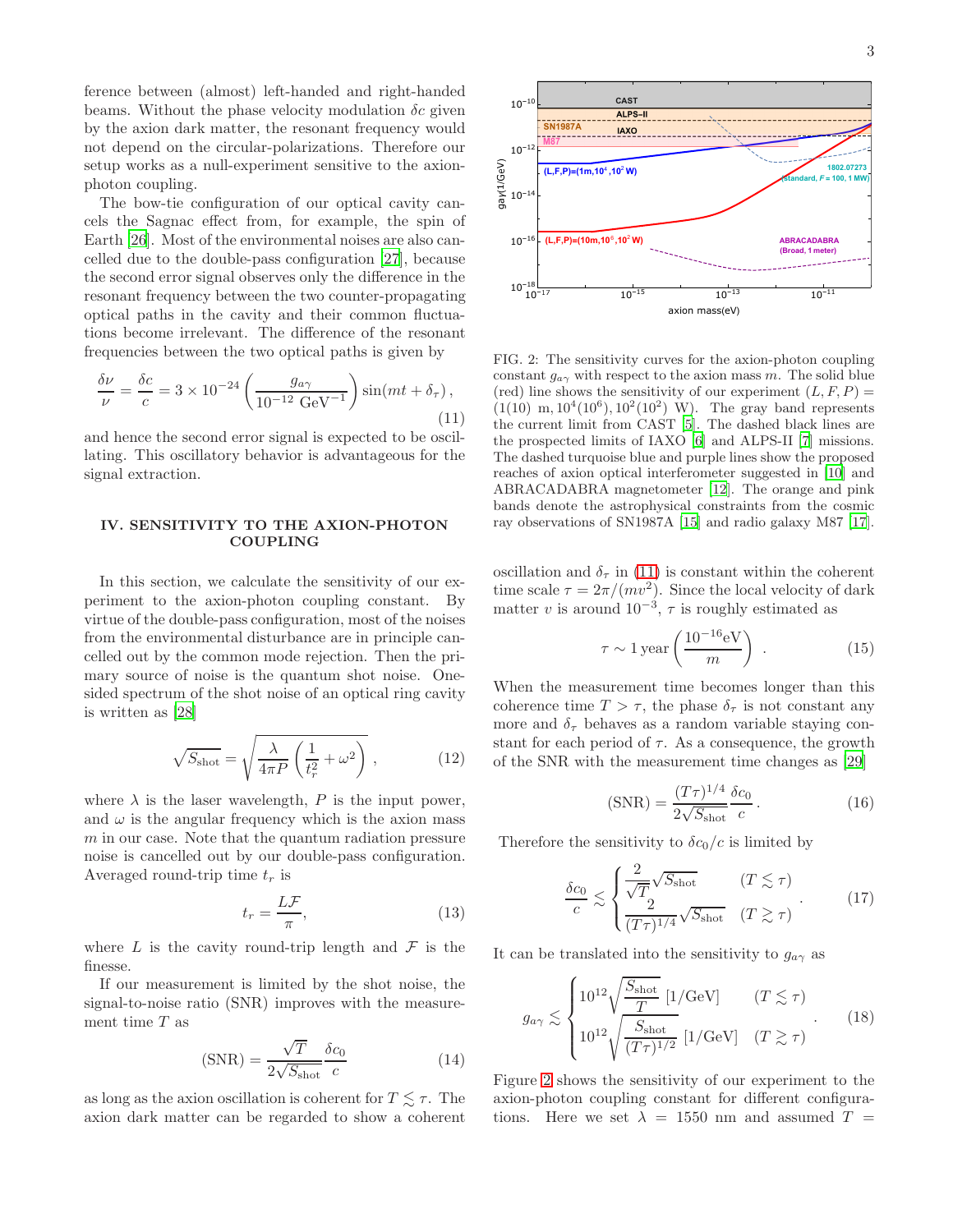ference between (almost) left-handed and right-handed beams. Without the phase velocity modulation $\delta c$ given by the axion dark matter, the resonant frequency would not depend on the circular-polarizations. Therefore our setup works as a null-experiment sensitive to the axion-photon coupling.

The bow-tie configuration of our optical cavity cancels the Sagnac effect from, for example, the spin of Earth [26]. Most of the environmental noises are also cancelled due to the double-pass configuration [27], because the second error signal observes only the difference in the resonant frequency between the two counter-propagating optical paths in the cavity and their common fluctuations become irrelevant. The difference of the resonant frequencies between the two optical paths is given by

$$\frac{\delta\nu}{\nu} = \frac{\delta c}{c} = 3\times 10^{-24}\left(\frac{g_{a\gamma}}{10^{-12}\ \mathrm{GeV}^{-1}}\right)\sin(mt+\delta_\tau)\,, \tag{11}$$

and hence the second error signal is expected to be oscillating. This oscillatory behavior is advantageous for the signal extraction.

## IV. SENSITIVITY TO THE AXION-PHOTON COUPLING

In this section, we calculate the sensitivity of our experiment to the axion-photon coupling constant. By virtue of the double-pass configuration, most of the noises from the environmental disturbance are in principle cancelled out by the common mode rejection. Then the primary source of noise is the quantum shot noise. One-sided spectrum of the shot noise of an optical ring cavity is written as [28]

$$\sqrt{S_{\rm shot}} = \sqrt{\frac{\lambda}{4\pi P}\left(\frac{1}{t_r^2}+\omega^2\right)}\,, \tag{12}$$

where $\lambda$ is the laser wavelength, $P$ is the input power, and $\omega$ is the angular frequency which is the axion mass $m$ in our case. Note that the quantum radiation pressure noise is cancelled out by our double-pass configuration. Averaged round-trip time $t_r$ is

$$t_r = \frac{L\mathcal{F}}{\pi}, \tag{13}$$

where $L$ is the cavity round-trip length and $\mathcal{F}$ is the finesse.

If our measurement is limited by the shot noise, the signal-to-noise ratio (SNR) improves with the measurement time $T$ as

$$(\mathrm{SNR}) = \frac{\sqrt{T}}{2\sqrt{S_{\rm shot}}}\frac{\delta c_0}{c} \tag{14}$$

as long as the axion oscillation is coherent for $T \lesssim \tau$. The axion dark matter can be regarded to show a coherent oscillation and $\delta_\tau$ in (11) is constant within the coherent time scale $\tau = 2\pi/(mv^2)$. Since the local velocity of dark matter $v$ is around $10^{-3}$, $\tau$ is roughly estimated as

$$\tau \sim 1\,\mathrm{year}\left(\frac{10^{-16}\mathrm{eV}}{m}\right)\,. \tag{15}$$

When the measurement time becomes longer than this coherence time $T > \tau$, the phase $\delta_\tau$ is not constant any more and $\delta_\tau$ behaves as a random variable staying constant for each period of $\tau$. As a consequence, the growth of the SNR with the measurement time changes as [29]

$$(\mathrm{SNR}) = \frac{(T\tau)^{1/4}}{2\sqrt{S_{\rm shot}}}\frac{\delta c_0}{c}\,. \tag{16}$$

Therefore the sensitivity to $\delta c_0/c$ is limited by

$$\frac{\delta c_0}{c} \lesssim \begin{cases} \dfrac{2}{\sqrt{T}}\sqrt{S_{\rm shot}} & (T\lesssim\tau) \\ \dfrac{2}{(T\tau)^{1/4}}\sqrt{S_{\rm shot}} & (T\gtrsim\tau) \end{cases}. \tag{17}$$

It can be translated into the sensitivity to $g_{a\gamma}$ as

$$g_{a\gamma} \lesssim \begin{cases} 10^{12}\sqrt{\dfrac{S_{\rm shot}}{T}}\ [1/\mathrm{GeV}] & (T\lesssim\tau) \\ 10^{12}\sqrt{\dfrac{S_{\rm shot}}{(T\tau)^{1/2}}}\ [1/\mathrm{GeV}] & (T\gtrsim\tau) \end{cases}. \tag{18}$$

Figure 2 shows the sensitivity of our experiment to the axion-photon coupling constant for different configurations. Here we set $\lambda = 1550$ nm and assumed $T =$

FIG. 2: The sensitivity curves for the axion-photon coupling constant $g_{a\gamma}$ with respect to the axion mass $m$. The solid blue (red) line shows the sensitivity of our experiment $(L, F, P) = (1(10)\ \mathrm{m}, 10^4(10^6), 10^2(10^2)\ \mathrm{W})$. The gray band represents the current limit from CAST [5]. The dashed black lines are the prospected limits of IAXO [6] and ALPS-II [7] missions. The dashed turquoise blue and purple lines show the proposed reaches of axion optical interferometer suggested in [10] and ABRACADABRA magnetometer [12]. The orange and pink bands denote the astrophysical constraints from the cosmic ray observations of SN1987A [15] and radio galaxy M87 [17].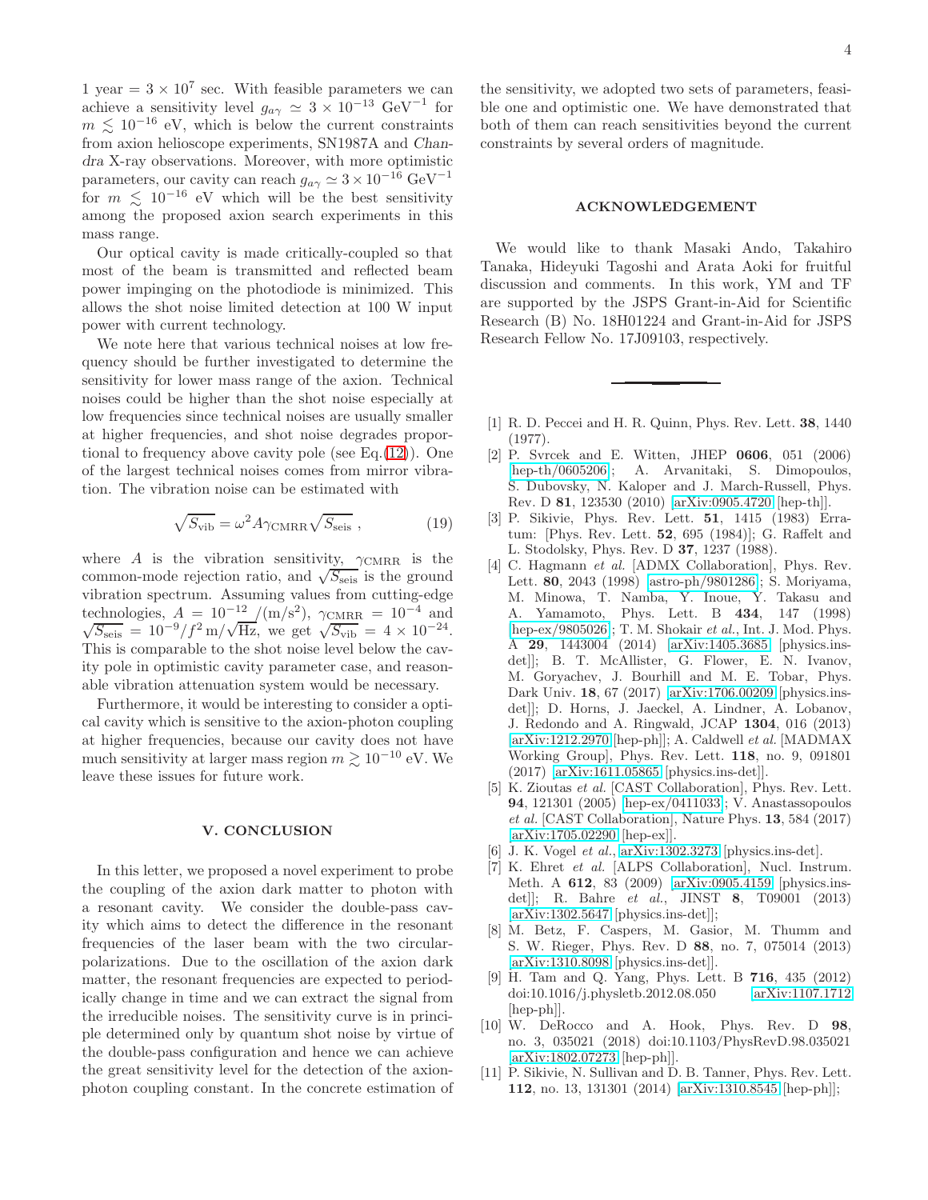1 year = $3 \times 10^7$ sec. With feasible parameters we can achieve a sensitivity level $g_{a\gamma} \simeq 3 \times 10^{-13}$ GeV$^{-1}$ for $m \lesssim 10^{-16}$ eV, which is below the current constraints from axion helioscope experiments, SN1987A and *Chandra* X-ray observations. Moreover, with more optimistic parameters, our cavity can reach $g_{a\gamma} \simeq 3 \times 10^{-16}$ GeV$^{-1}$ for $m \lesssim 10^{-16}$ eV which will be the best sensitivity among the proposed axion search experiments in this mass range.

Our optical cavity is made critically-coupled so that most of the beam is transmitted and reflected beam power impinging on the photodiode is minimized. This allows the shot noise limited detection at 100 W input power with current technology.

We note here that various technical noises at low frequency should be further investigated to determine the sensitivity for lower mass range of the axion. Technical noises could be higher than the shot noise especially at low frequencies since technical noises are usually smaller at higher frequencies, and shot noise degrades proportional to frequency above cavity pole (see Eq.(12)). One of the largest technical noises comes from mirror vibration. The vibration noise can be estimated with

$$\sqrt{S_{\rm vib}} = \omega^2 A \gamma_{\rm CMRR} \sqrt{S_{\rm seis}} \ , \tag{19}$$

where $A$ is the vibration sensitivity, $\gamma_{\rm CMRR}$ is the common-mode rejection ratio, and $\sqrt{S_{\rm seis}}$ is the ground vibration spectrum. Assuming values from cutting-edge technologies, $A = 10^{-12}\,/({\rm m/s^2})$, $\gamma_{\rm CMRR} = 10^{-4}$ and $\sqrt{S_{\rm seis}} = 10^{-9}/f^2\,{\rm m}/\sqrt{\rm Hz}$, we get $\sqrt{S_{\rm vib}} = 4 \times 10^{-24}$. This is comparable to the shot noise level below the cavity pole in optimistic cavity parameter case, and reasonable vibration attenuation system would be necessary.

Furthermore, it would be interesting to consider a optical cavity which is sensitive to the axion-photon coupling at higher frequencies, because our cavity does not have much sensitivity at larger mass region $m \gtrsim 10^{-10}$ eV. We leave these issues for future work.

## V. CONCLUSION

In this letter, we proposed a novel experiment to probe the coupling of the axion dark matter to photon with a resonant cavity. We consider the double-pass cavity which aims to detect the difference in the resonant frequencies of the laser beam with the two circular-polarizations. Due to the oscillation of the axion dark matter, the resonant frequencies are expected to periodically change in time and we can extract the signal from the irreducible noises. The sensitivity curve is in principle determined only by quantum shot noise by virtue of the double-pass configuration and hence we can achieve the great sensitivity level for the detection of the axion-photon coupling constant. In the concrete estimation of the sensitivity, we adopted two sets of parameters, feasible one and optimistic one. We have demonstrated that both of them can reach sensitivities beyond the current constraints by several orders of magnitude.

## ACKNOWLEDGEMENT

We would like to thank Masaki Ando, Takahiro Tanaka, Hideyuki Tagoshi and Arata Aoki for fruitful discussion and comments. In this work, YM and TF are supported by the JSPS Grant-in-Aid for Scientific Research (B) No. 18H01224 and Grant-in-Aid for JSPS Research Fellow No. 17J09103, respectively.

---

[1] R. D. Peccei and H. R. Quinn, Phys. Rev. Lett. **38**, 1440 (1977).

[2] P. Svrcek and E. Witten, JHEP **0606**, 051 (2006) [hep-th/0605206]; A. Arvanitaki, S. Dimopoulos, S. Dubovsky, N. Kaloper and J. March-Russell, Phys. Rev. D **81**, 123530 (2010) [arXiv:0905.4720 [hep-th]].

[3] P. Sikivie, Phys. Rev. Lett. **51**, 1415 (1983) Erratum: [Phys. Rev. Lett. **52**, 695 (1984)]; G. Raffelt and L. Stodolsky, Phys. Rev. D **37**, 1237 (1988).

[4] C. Hagmann *et al.* [ADMX Collaboration], Phys. Rev. Lett. **80**, 2043 (1998) [astro-ph/9801286]; S. Moriyama, M. Minowa, T. Namba, Y. Inoue, Y. Takasu and A. Yamamoto, Phys. Lett. B **434**, 147 (1998) [hep-ex/9805026]; T. M. Shokair *et al.*, Int. J. Mod. Phys. A **29**, 1443004 (2014) [arXiv:1405.3685 [physics.ins-det]]; B. T. McAllister, G. Flower, E. N. Ivanov, M. Goryachev, J. Bourhill and M. E. Tobar, Phys. Dark Univ. **18**, 67 (2017) [arXiv:1706.00209 [physics.ins-det]]; D. Horns, J. Jaeckel, A. Lindner, A. Lobanov, J. Redondo and A. Ringwald, JCAP **1304**, 016 (2013) [arXiv:1212.2970 [hep-ph]]; A. Caldwell *et al.* [MADMAX Working Group], Phys. Rev. Lett. **118**, no. 9, 091801 (2017) [arXiv:1611.05865 [physics.ins-det]].

[5] K. Zioutas *et al.* [CAST Collaboration], Phys. Rev. Lett. **94**, 121301 (2005) [hep-ex/0411033]; V. Anastassopoulos *et al.* [CAST Collaboration], Nature Phys. **13**, 584 (2017) [arXiv:1705.02290 [hep-ex]].

[6] J. K. Vogel *et al.*, arXiv:1302.3273 [physics.ins-det].

[7] K. Ehret *et al.* [ALPS Collaboration], Nucl. Instrum. Meth. A **612**, 83 (2009) [arXiv:0905.4159 [physics.ins-det]]; R. Bahre *et al.*, JINST **8**, T09001 (2013) [arXiv:1302.5647 [physics.ins-det]];

[8] M. Betz, F. Caspers, M. Gasior, M. Thumm and S. W. Rieger, Phys. Rev. D **88**, no. 7, 075014 (2013) [arXiv:1310.8098 [physics.ins-det]].

[9] H. Tam and Q. Yang, Phys. Lett. B **716**, 435 (2012) doi:10.1016/j.physletb.2012.08.050 [arXiv:1107.1712 [hep-ph]].

[10] W. DeRocco and A. Hook, Phys. Rev. D **98**, no. 3, 035021 (2018) doi:10.1103/PhysRevD.98.035021 [arXiv:1802.07273 [hep-ph]].

[11] P. Sikivie, N. Sullivan and D. B. Tanner, Phys. Rev. Lett. **112**, no. 13, 131301 (2014) [arXiv:1310.8545 [hep-ph]];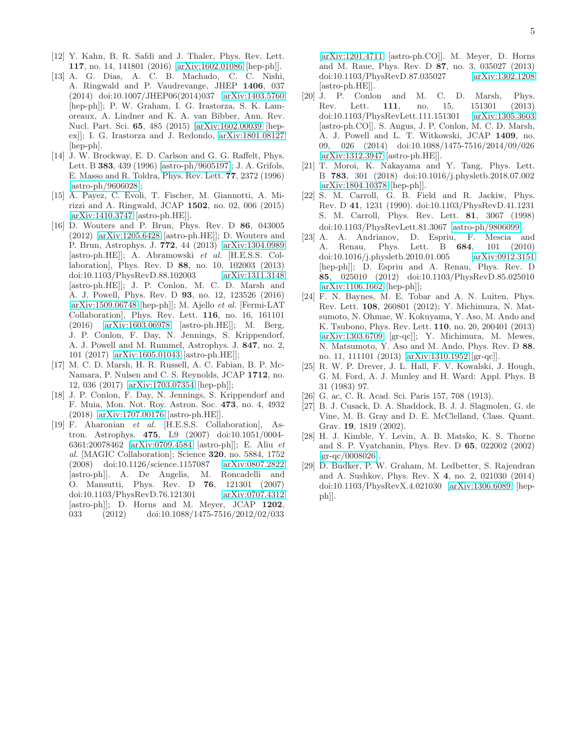[12] Y. Kahn, B. R. Safdi and J. Thaler, Phys. Rev. Lett. **117**, no. 14, 141801 (2016) [arXiv:1602.01086 [hep-ph]].

[13] A. G. Dias, A. C. B. Machado, C. C. Nishi, A. Ringwald and P. Vaudrevange, JHEP **1406**, 037 (2014) doi:10.1007/JHEP06(2014)037 [arXiv:1403.5760 [hep-ph]]; P. W. Graham, I. G. Irastorza, S. K. Lamoreaux, A. Lindner and K. A. van Bibber, Ann. Rev. Nucl. Part. Sci. **65**, 485 (2015) [arXiv:1602.00039 [hep-ex]]; I. G. Irastorza and J. Redondo, arXiv:1801.08127 [hep-ph].

[14] J. W. Brockway, E. D. Carlson and G. G. Raffelt, Phys. Lett. B **383**, 439 (1996) [astro-ph/9605197]; J. A. Grifols, E. Masso and R. Toldra, Phys. Rev. Lett. **77**, 2372 (1996) [astro-ph/9606028];

[15] A. Payez, C. Evoli, T. Fischer, M. Giannotti, A. Mirizzi and A. Ringwald, JCAP **1502**, no. 02, 006 (2015) [arXiv:1410.3747 [astro-ph.HE]].

[16] D. Wouters and P. Brun, Phys. Rev. D **86**, 043005 (2012) [arXiv:1205.6428 [astro-ph.HE]]; D. Wouters and P. Brun, Astrophys. J. **772**, 44 (2013) [arXiv:1304.0989 [astro-ph.HE]]; A. Abramowski *et al.* [H.E.S.S. Collaboration], Phys. Rev. D **88**, no. 10, 102003 (2013) doi:10.1103/PhysRevD.88.102003 [arXiv:1311.3148 [astro-ph.HE]]; J. P. Conlon, M. C. D. Marsh and A. J. Powell, Phys. Rev. D **93**, no. 12, 123526 (2016) [arXiv:1509.06748 [hep-ph]]; M. Ajello *et al.* [Fermi-LAT Collaboration], Phys. Rev. Lett. **116**, no. 16, 161101 (2016) [arXiv:1603.06978 [astro-ph.HE]]; M. Berg, J. P. Conlon, F. Day, N. Jennings, S. Krippendorf, A. J. Powell and M. Rummel, Astrophys. J. **847**, no. 2, 101 (2017) [arXiv:1605.01043 [astro-ph.HE]];

[17] M. C. D. Marsh, H. R. Russell, A. C. Fabian, B. P. McNamara, P. Nulsen and C. S. Reynolds, JCAP **1712**, no. 12, 036 (2017) [arXiv:1703.07354 [hep-ph]];

[18] J. P. Conlon, F. Day, N. Jennings, S. Krippendorf and F. Muia, Mon. Not. Roy. Astron. Soc. **473**, no. 4, 4932 (2018) [arXiv:1707.00176 [astro-ph.HE]].

[19] F. Aharonian *et al.* [H.E.S.S. Collaboration], Astron. Astrophys. **475**, L9 (2007) doi:10.1051/0004-6361:20078462 [arXiv:0709.4584 [astro-ph]]; E. Aliu *et al.* [MAGIC Collaboration]; Science **320**, no. 5884, 1752 (2008) doi:10.1126/science.1157087 [arXiv:0807.2822 [astro-ph]]. A. De Angelis, M. Roncadelli and O. Mansutti, Phys. Rev. D **76**, 121301 (2007) doi:10.1103/PhysRevD.76.121301 [arXiv:0707.4312 [astro-ph]]; D. Horns and M. Meyer, JCAP **1202**, 033 (2012) doi:10.1088/1475-7516/2012/02/033 [arXiv:1201.4711 [astro-ph.CO]]. M. Meyer, D. Horns and M. Raue, Phys. Rev. D **87**, no. 3, 035027 (2013) doi:10.1103/PhysRevD.87.035027 [arXiv:1302.1208 [astro-ph.HE]].

[20] J. P. Conlon and M. C. D. Marsh, Phys. Rev. Lett. **111**, no. 15, 151301 (2013) doi:10.1103/PhysRevLett.111.151301 [arXiv:1305.3603 [astro-ph.CO]]. S. Angus, J. P. Conlon, M. C. D. Marsh, A. J. Powell and L. T. Witkowski, JCAP **1409**, no. 09, 026 (2014) doi:10.1088/1475-7516/2014/09/026 [arXiv:1312.3947 [astro-ph.HE]].

[21] T. Moroi, K. Nakayama and Y. Tang, Phys. Lett. B **783**, 301 (2018) doi:10.1016/j.physletb.2018.07.002 [arXiv:1804.10378 [hep-ph]].

[22] S. M. Carroll, G. B. Field and R. Jackiw, Phys. Rev. D **41**, 1231 (1990). doi:10.1103/PhysRevD.41.1231 S. M. Carroll, Phys. Rev. Lett. **81**, 3067 (1998) doi:10.1103/PhysRevLett.81.3067 [astro-ph/9806099].

[23] A. A. Andrianov, D. Espriu, F. Mescia and A. Renau, Phys. Lett. B **684**, 101 (2010) doi:10.1016/j.physletb.2010.01.005 [arXiv:0912.3151 [hep-ph]]; D. Espriu and A. Renau, Phys. Rev. D **85**, 025010 (2012) doi:10.1103/PhysRevD.85.025010 [arXiv:1106.1662 [hep-ph]];

[24] F. N. Baynes, M. E. Tobar and A. N. Luiten, Phys. Rev. Lett. **108**, 260801 (2012); Y. Michimura, N. Matsumoto, N. Ohmae, W. Kokuyama, Y. Aso, M. Ando and K. Tsubono, Phys. Rev. Lett. **110**, no. 20, 200401 (2013) [arXiv:1303.6709 [gr-qc]]; Y. Michimura, M. Mewes, N. Matsumoto, Y. Aso and M. Ando, Phys. Rev. D **88**, no. 11, 111101 (2013) [arXiv:1310.1952 [gr-qc]].

[25] R. W. P. Drever, J. L. Hall, F. V. Kowalski, J. Hough, G. M. Ford, A. J. Munley and H. Ward: Appl. Phys. B 31 (1983) 97.

[26] G. ac, C. R. Acad. Sci. Paris 157, 708 (1913).

[27] B. J. Cusack, D. A. Shaddock, B. J. J. Slagmolen, G. de Vine, M. B. Gray and D. E. McClelland, Class. Quant. Grav. **19**, 1819 (2002).

[28] H. J. Kimble, Y. Levin, A. B. Matsko, K. S. Thorne and S. P. Vyatchanin, Phys. Rev. D **65**, 022002 (2002) [gr-qc/0008026].

[29] D. Budker, P. W. Graham, M. Ledbetter, S. Rajendran and A. Sushkov, Phys. Rev. X **4**, no. 2, 021030 (2014) doi:10.1103/PhysRevX.4.021030 [arXiv:1306.6089 [hep-ph]].